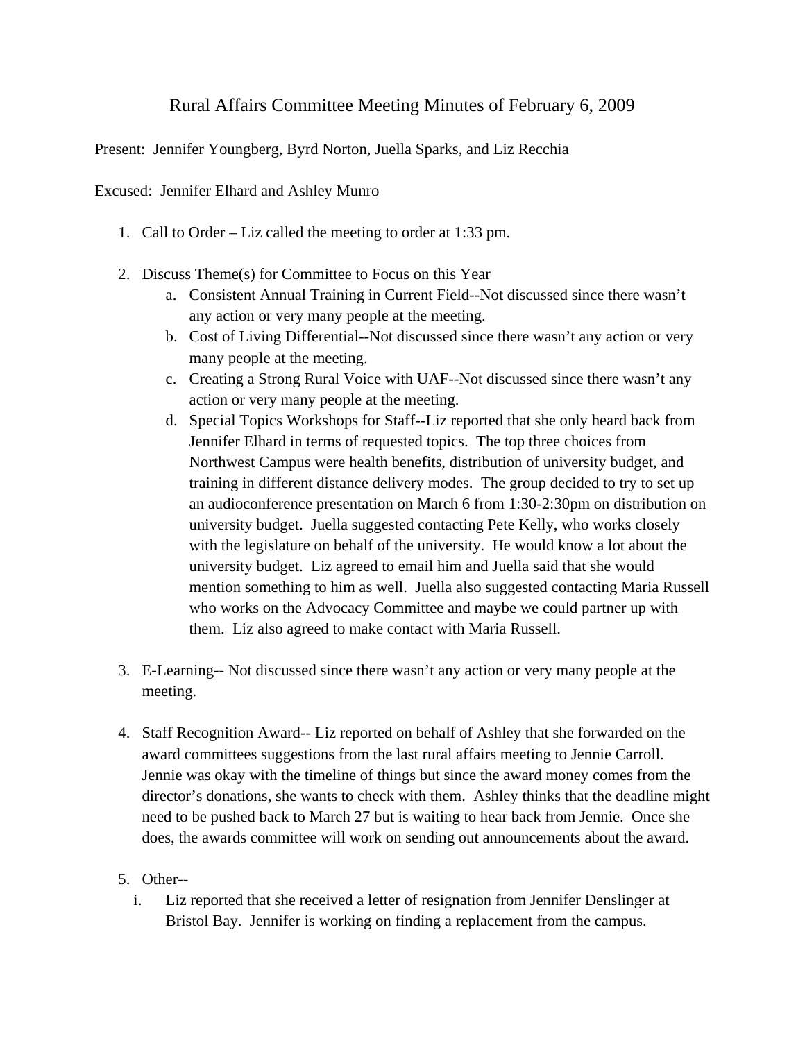# Rural Affairs Committee Meeting Minutes of February 6, 2009

Present: Jennifer Youngberg, Byrd Norton, Juella Sparks, and Liz Recchia

Excused: Jennifer Elhard and Ashley Munro

1. Call to Order – Liz called the meeting to order at 1:33 pm.

2. Discuss Theme(s) for Committee to Focus on this Year
   a. Consistent Annual Training in Current Field--Not discussed since there wasn't any action or very many people at the meeting.
   b. Cost of Living Differential--Not discussed since there wasn't any action or very many people at the meeting.
   c. Creating a Strong Rural Voice with UAF--Not discussed since there wasn't any action or very many people at the meeting.
   d. Special Topics Workshops for Staff--Liz reported that she only heard back from Jennifer Elhard in terms of requested topics. The top three choices from Northwest Campus were health benefits, distribution of university budget, and training in different distance delivery modes. The group decided to try to set up an audioconference presentation on March 6 from 1:30-2:30pm on distribution on university budget. Juella suggested contacting Pete Kelly, who works closely with the legislature on behalf of the university. He would know a lot about the university budget. Liz agreed to email him and Juella said that she would mention something to him as well. Juella also suggested contacting Maria Russell who works on the Advocacy Committee and maybe we could partner up with them. Liz also agreed to make contact with Maria Russell.

3. E-Learning-- Not discussed since there wasn't any action or very many people at the meeting.

4. Staff Recognition Award-- Liz reported on behalf of Ashley that she forwarded on the award committees suggestions from the last rural affairs meeting to Jennie Carroll. Jennie was okay with the timeline of things but since the award money comes from the director's donations, she wants to check with them. Ashley thinks that the deadline might need to be pushed back to March 27 but is waiting to hear back from Jennie. Once she does, the awards committee will work on sending out announcements about the award.

5. Other--
   i. Liz reported that she received a letter of resignation from Jennifer Denslinger at Bristol Bay. Jennifer is working on finding a replacement from the campus.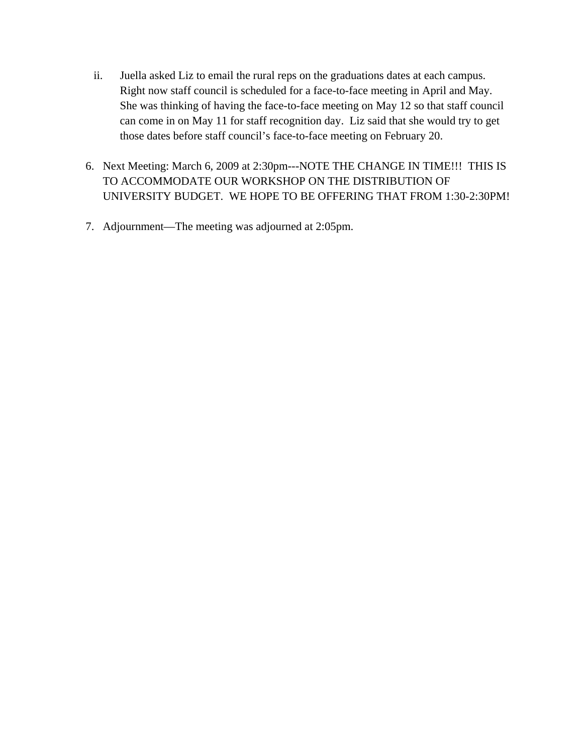ii. Juella asked Liz to email the rural reps on the graduations dates at each campus. Right now staff council is scheduled for a face-to-face meeting in April and May. She was thinking of having the face-to-face meeting on May 12 so that staff council can come in on May 11 for staff recognition day. Liz said that she would try to get those dates before staff council's face-to-face meeting on February 20.

6. Next Meeting: March 6, 2009 at 2:30pm---NOTE THE CHANGE IN TIME!!! THIS IS TO ACCOMMODATE OUR WORKSHOP ON THE DISTRIBUTION OF UNIVERSITY BUDGET. WE HOPE TO BE OFFERING THAT FROM 1:30-2:30PM!

7. Adjournment—The meeting was adjourned at 2:05pm.